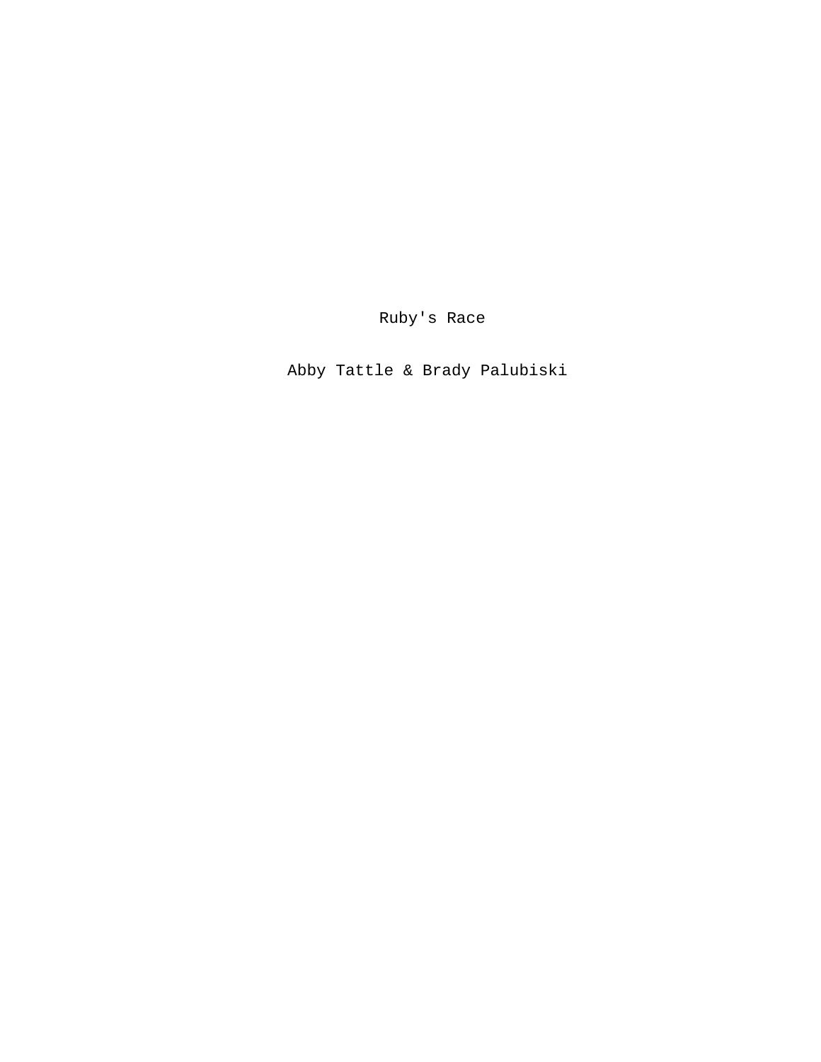# Ruby's Race

Abby Tattle & Brady Palubiski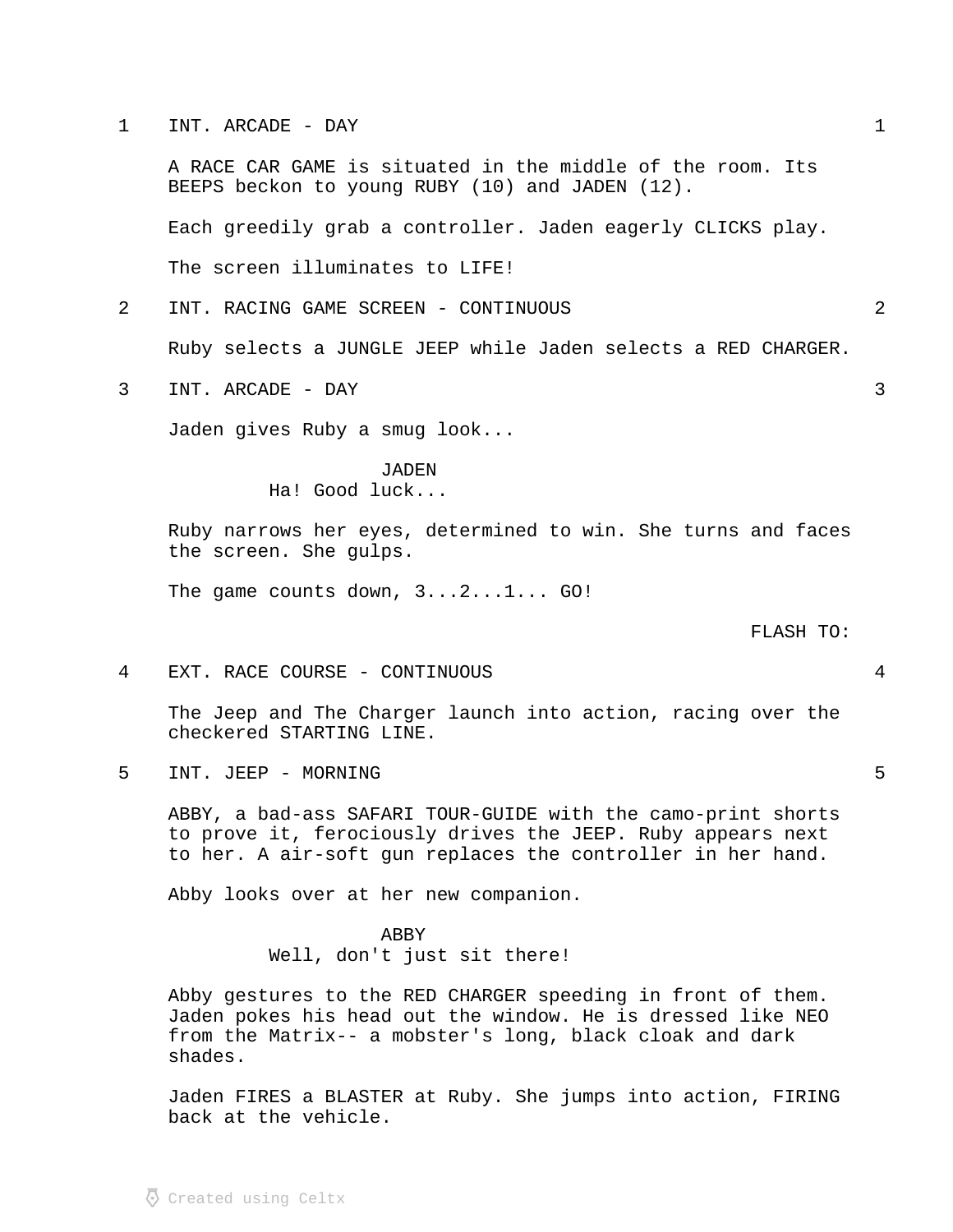1 INT. ARCADE - DAY 1

A RACE CAR GAME is situated in the middle of the room. Its BEEPS beckon to young RUBY (10) and JADEN (12).

Each greedily grab a controller. Jaden eagerly CLICKS play.

The screen illuminates to LIFE!

2 INT. RACING GAME SCREEN - CONTINUOUS 2

Ruby selects a JUNGLE JEEP while Jaden selects a RED CHARGER.

3 INT. ARCADE - DAY 3

Jaden gives Ruby a smug look...

JADEN
Ha! Good luck...

Ruby narrows her eyes, determined to win. She turns and faces the screen. She gulps.

The game counts down, 3...2...1... GO!

FLASH TO:

4 EXT. RACE COURSE - CONTINUOUS 4

The Jeep and The Charger launch into action, racing over the checkered STARTING LINE.

5 INT. JEEP - MORNING 5

ABBY, a bad-ass SAFARI TOUR-GUIDE with the camo-print shorts to prove it, ferociously drives the JEEP. Ruby appears next to her. A air-soft gun replaces the controller in her hand.

Abby looks over at her new companion.

ABBY
Well, don't just sit there!

Abby gestures to the RED CHARGER speeding in front of them. Jaden pokes his head out the window. He is dressed like NEO from the Matrix-- a mobster's long, black cloak and dark shades.

Jaden FIRES a BLASTER at Ruby. She jumps into action, FIRING back at the vehicle.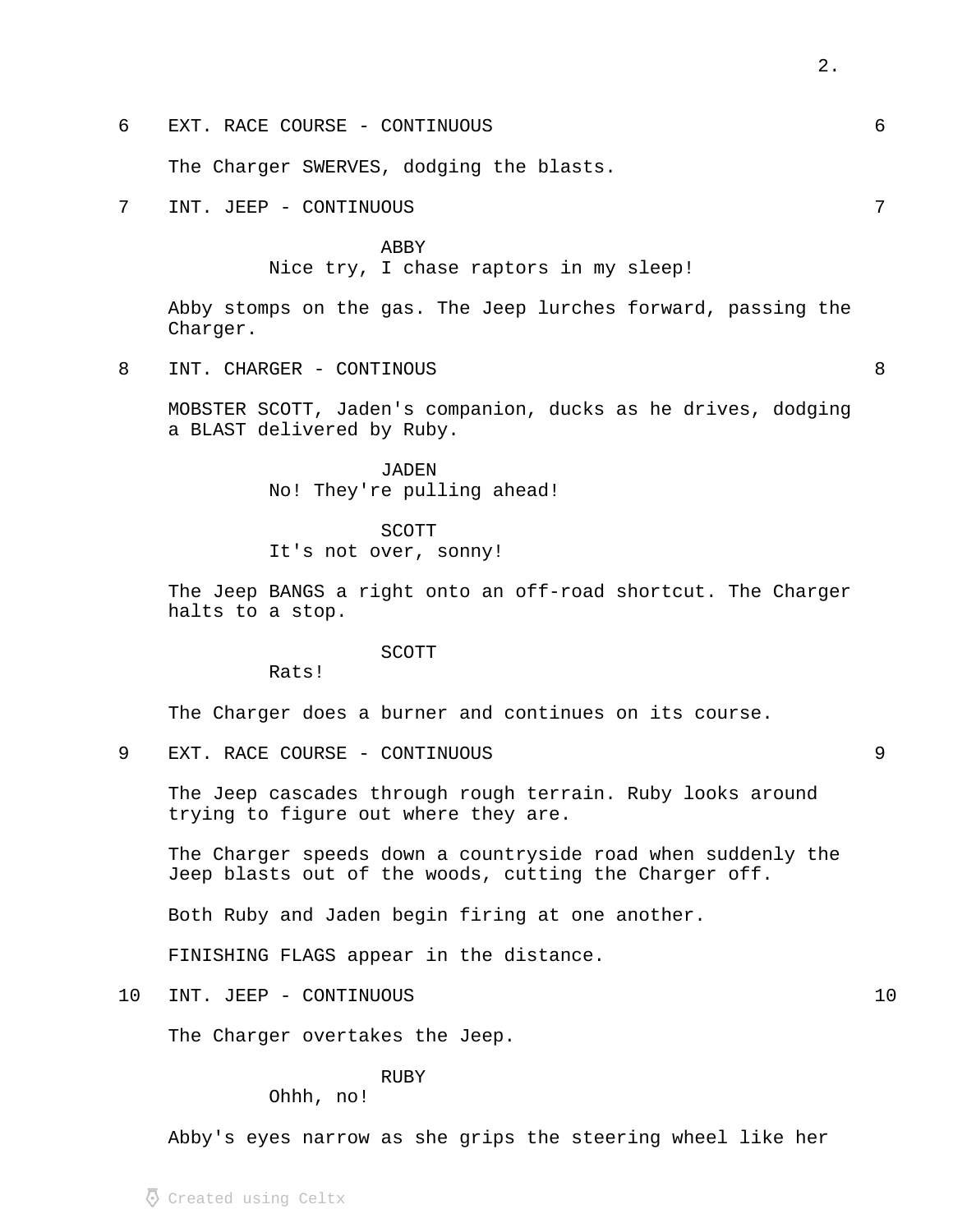6 EXT. RACE COURSE - CONTINUOUS 6

The Charger SWERVES, dodging the blasts.

7 INT. JEEP - CONTINUOUS 7

ABBY
Nice try, I chase raptors in my sleep!

Abby stomps on the gas. The Jeep lurches forward, passing the Charger.

8 INT. CHARGER - CONTINOUS 8

MOBSTER SCOTT, Jaden's companion, ducks as he drives, dodging a BLAST delivered by Ruby.

JADEN
No! They're pulling ahead!

SCOTT
It's not over, sonny!

The Jeep BANGS a right onto an off-road shortcut. The Charger halts to a stop.

SCOTT
Rats!

The Charger does a burner and continues on its course.

9 EXT. RACE COURSE - CONTINUOUS 9

The Jeep cascades through rough terrain. Ruby looks around trying to figure out where they are.

The Charger speeds down a countryside road when suddenly the Jeep blasts out of the woods, cutting the Charger off.

Both Ruby and Jaden begin firing at one another.

FINISHING FLAGS appear in the distance.

10 INT. JEEP - CONTINUOUS 10

The Charger overtakes the Jeep.

RUBY
Ohhh, no!

Abby's eyes narrow as she grips the steering wheel like her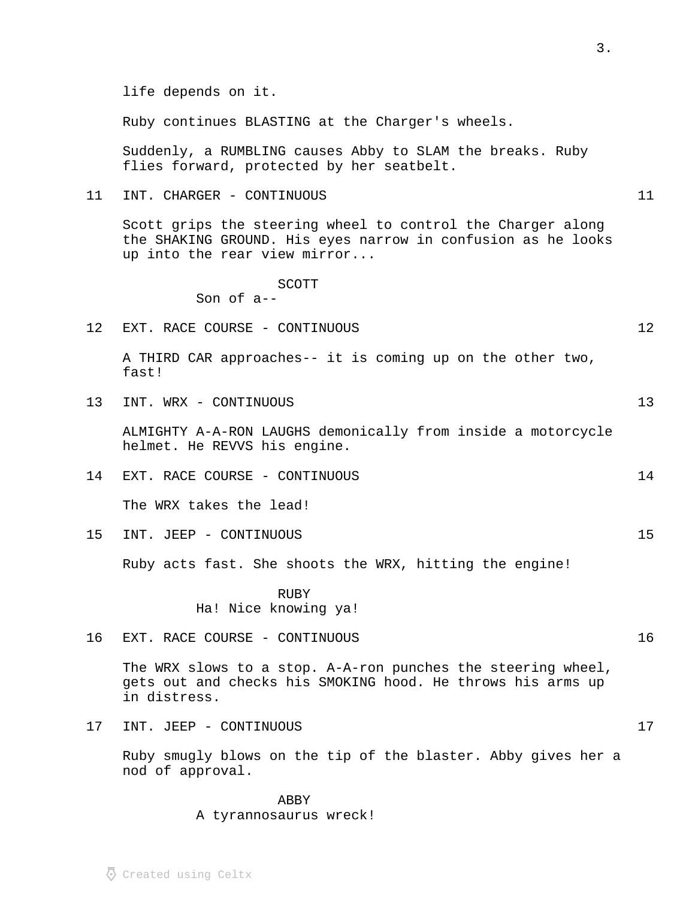life depends on it.

Ruby continues BLASTING at the Charger's wheels.

Suddenly, a RUMBLING causes Abby to SLAM the breaks. Ruby flies forward, protected by her seatbelt.

11 INT. CHARGER - CONTINUOUS 11

Scott grips the steering wheel to control the Charger along the SHAKING GROUND. His eyes narrow in confusion as he looks up into the rear view mirror...

SCOTT
Son of a--

12 EXT. RACE COURSE - CONTINUOUS 12

A THIRD CAR approaches-- it is coming up on the other two, fast!

13 INT. WRX - CONTINUOUS 13

ALMIGHTY A-A-RON LAUGHS demonically from inside a motorcycle helmet. He REVVS his engine.

14 EXT. RACE COURSE - CONTINUOUS 14

The WRX takes the lead!

15 INT. JEEP - CONTINUOUS 15

Ruby acts fast. She shoots the WRX, hitting the engine!

RUBY
Ha! Nice knowing ya!

16 EXT. RACE COURSE - CONTINUOUS 16

The WRX slows to a stop. A-A-ron punches the steering wheel, gets out and checks his SMOKING hood. He throws his arms up in distress.

17 INT. JEEP - CONTINUOUS 17

Ruby smugly blows on the tip of the blaster. Abby gives her a nod of approval.

ABBY
A tyrannosaurus wreck!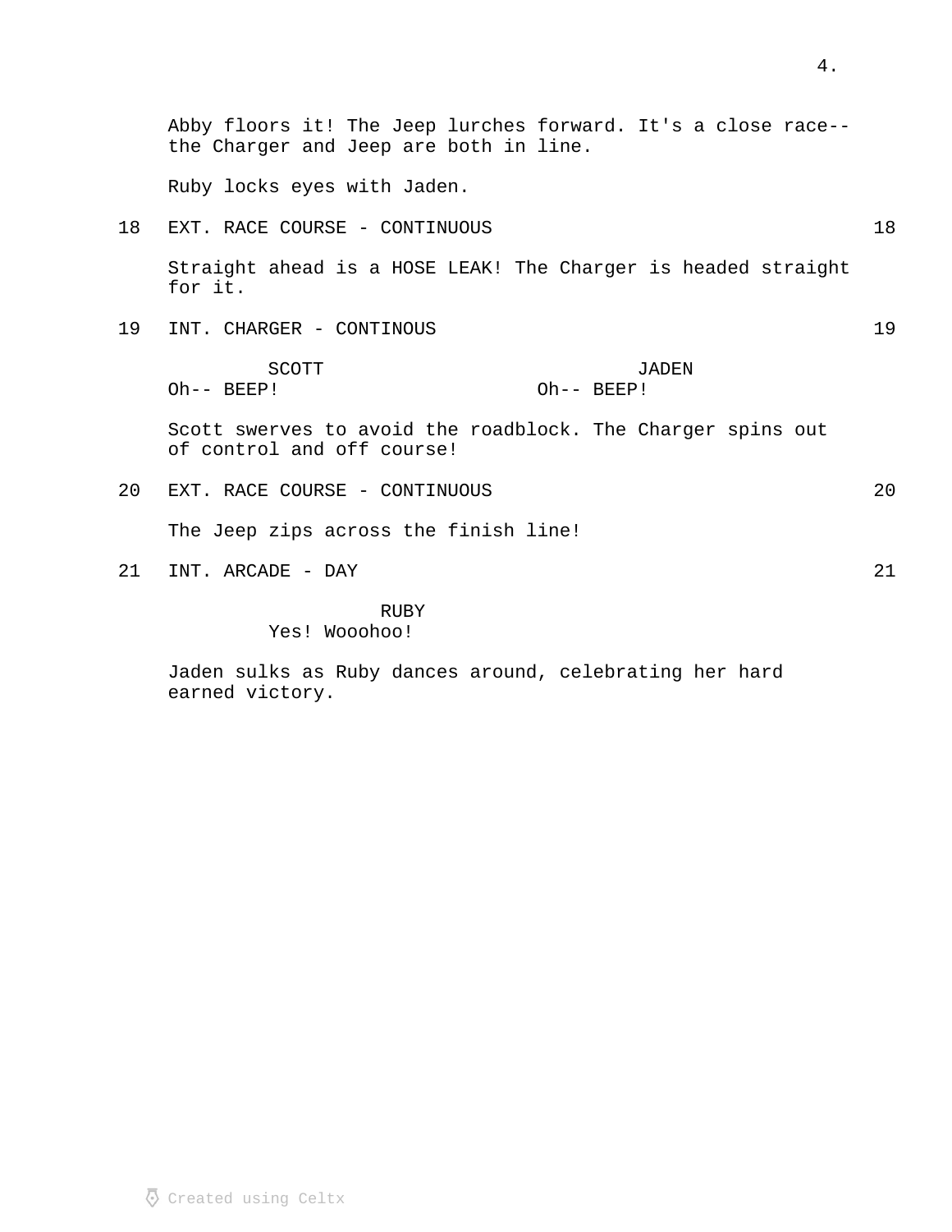Abby floors it! The Jeep lurches forward. It's a close race--the Charger and Jeep are both in line.

Ruby locks eyes with Jaden.

18 EXT. RACE COURSE - CONTINUOUS 18

Straight ahead is a HOSE LEAK! The Charger is headed straight for it.

19 INT. CHARGER - CONTINOUS 19

SCOTT
Oh-- BEEP!

JADEN
Oh-- BEEP!

Scott swerves to avoid the roadblock. The Charger spins out of control and off course!

20 EXT. RACE COURSE - CONTINUOUS 20

The Jeep zips across the finish line!

21 INT. ARCADE - DAY 21

RUBY
Yes! Wooohoo!

Jaden sulks as Ruby dances around, celebrating her hard earned victory.

Created using Celtx